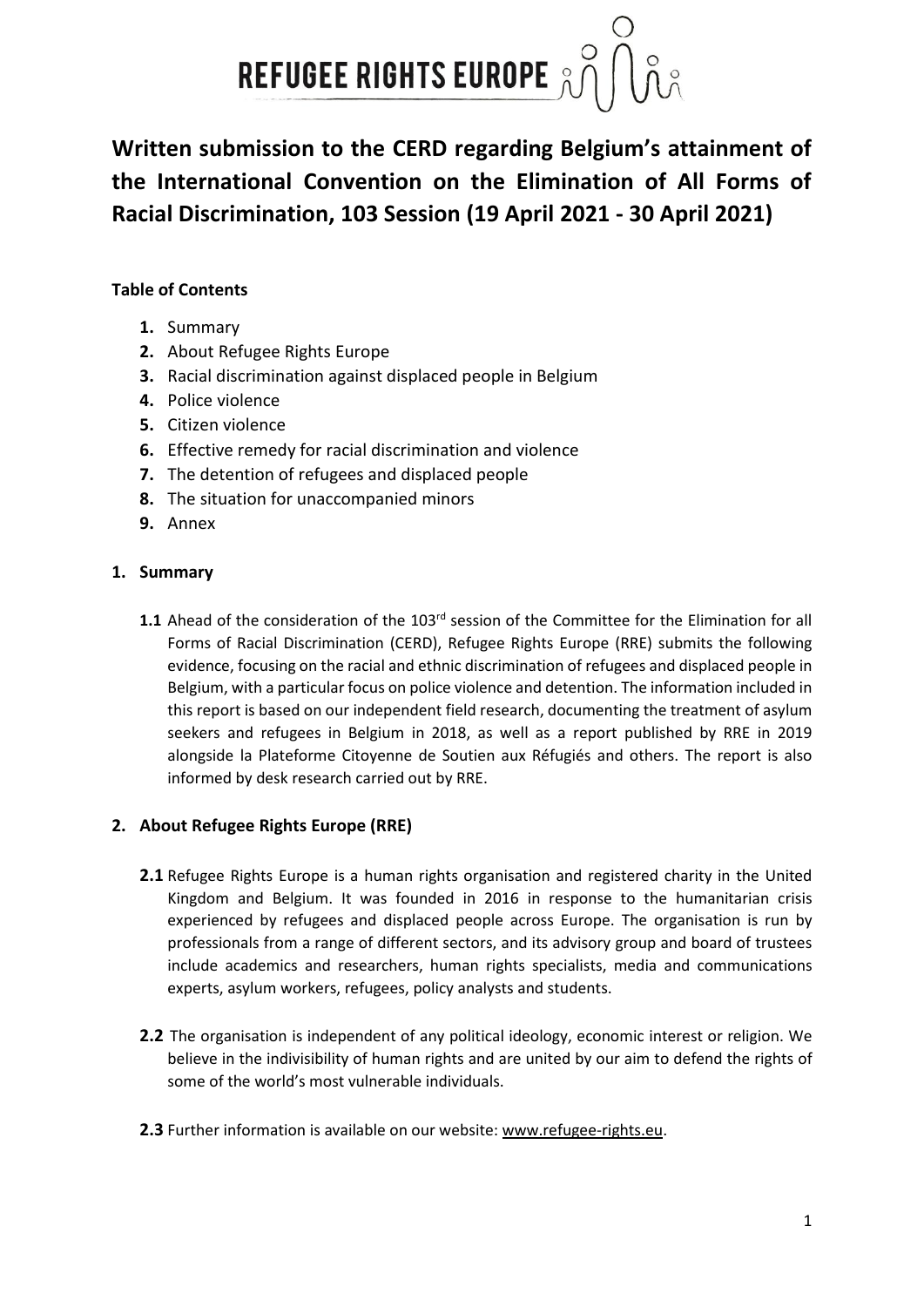REFUGEE RIGHTS EUROPE

# Written submission to the CERD regarding Belgium's attainment of the International Convention on the Elimination of All Forms of Racial Discrimination, 103 Session (19 April 2021 - 30 April 2021)

**Table of Contents**

1. Summary
2. About Refugee Rights Europe
3. Racial discrimination against displaced people in Belgium
4. Police violence
5. Citizen violence
6. Effective remedy for racial discrimination and violence
7. The detention of refugees and displaced people
8. The situation for unaccompanied minors
9. Annex

## 1. Summary

**1.1** Ahead of the consideration of the 103rd session of the Committee for the Elimination for all Forms of Racial Discrimination (CERD), Refugee Rights Europe (RRE) submits the following evidence, focusing on the racial and ethnic discrimination of refugees and displaced people in Belgium, with a particular focus on police violence and detention. The information included in this report is based on our independent field research, documenting the treatment of asylum seekers and refugees in Belgium in 2018, as well as a report published by RRE in 2019 alongside la Plateforme Citoyenne de Soutien aux Réfugiés and others. The report is also informed by desk research carried out by RRE.

## 2. About Refugee Rights Europe (RRE)

**2.1** Refugee Rights Europe is a human rights organisation and registered charity in the United Kingdom and Belgium. It was founded in 2016 in response to the humanitarian crisis experienced by refugees and displaced people across Europe. The organisation is run by professionals from a range of different sectors, and its advisory group and board of trustees include academics and researchers, human rights specialists, media and communications experts, asylum workers, refugees, policy analysts and students.

**2.2** The organisation is independent of any political ideology, economic interest or religion. We believe in the indivisibility of human rights and are united by our aim to defend the rights of some of the world's most vulnerable individuals.

**2.3** Further information is available on our website: www.refugee-rights.eu.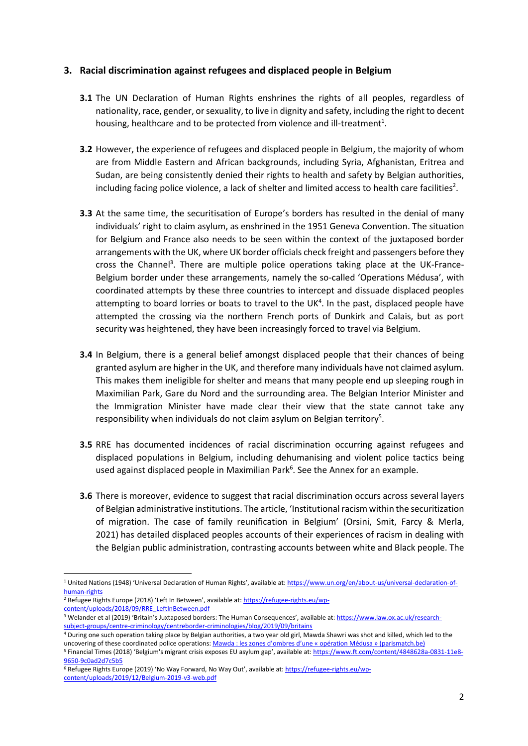### 3. Racial discrimination against refugees and displaced people in Belgium

**3.1** The UN Declaration of Human Rights enshrines the rights of all peoples, regardless of nationality, race, gender, or sexuality, to live in dignity and safety, including the right to decent housing, healthcare and to be protected from violence and ill-treatment[1].

**3.2** However, the experience of refugees and displaced people in Belgium, the majority of whom are from Middle Eastern and African backgrounds, including Syria, Afghanistan, Eritrea and Sudan, are being consistently denied their rights to health and safety by Belgian authorities, including facing police violence, a lack of shelter and limited access to health care facilities[2].

**3.3** At the same time, the securitisation of Europe's borders has resulted in the denial of many individuals' right to claim asylum, as enshrined in the 1951 Geneva Convention. The situation for Belgium and France also needs to be seen within the context of the juxtaposed border arrangements with the UK, where UK border officials check freight and passengers before they cross the Channel[3]. There are multiple police operations taking place at the UK-France-Belgium border under these arrangements, namely the so-called 'Operations Médusa', with coordinated attempts by these three countries to intercept and dissuade displaced peoples attempting to board lorries or boats to travel to the UK[4]. In the past, displaced people have attempted the crossing via the northern French ports of Dunkirk and Calais, but as port security was heightened, they have been increasingly forced to travel via Belgium.

**3.4** In Belgium, there is a general belief amongst displaced people that their chances of being granted asylum are higher in the UK, and therefore many individuals have not claimed asylum. This makes them ineligible for shelter and means that many people end up sleeping rough in Maximilian Park, Gare du Nord and the surrounding area. The Belgian Interior Minister and the Immigration Minister have made clear their view that the state cannot take any responsibility when individuals do not claim asylum on Belgian territory[5].

**3.5** RRE has documented incidences of racial discrimination occurring against refugees and displaced populations in Belgium, including dehumanising and violent police tactics being used against displaced people in Maximilian Park[6]. See the Annex for an example.

**3.6** There is moreover, evidence to suggest that racial discrimination occurs across several layers of Belgian administrative institutions. The article, 'Institutional racism within the securitization of migration. The case of family reunification in Belgium' (Orsini, Smit, Farcy & Merla, 2021) has detailed displaced peoples accounts of their experiences of racism in dealing with the Belgian public administration, contrasting accounts between white and Black people. The

---

[1] United Nations (1948) 'Universal Declaration of Human Rights', available at: https://www.un.org/en/about-us/universal-declaration-of-human-rights

[2] Refugee Rights Europe (2018) 'Left In Between', available at: https://refugee-rights.eu/wp-content/uploads/2018/09/RRE_LeftInBetween.pdf

[3] Welander et al (2019) 'Britain's Juxtaposed borders: The Human Consequences', available at: https://www.law.ox.ac.uk/research-subject-groups/centre-criminology/centreborder-criminologies/blog/2019/09/britains

[4] During one such operation taking place by Belgian authorities, a two year old girl, Mawda Shawri was shot and killed, which led to the uncovering of these coordinated police operations: Mawda : les zones d'ombres d'une « opération Médusa » (parismatch.be)

[5] Financial Times (2018) 'Belgium's migrant crisis exposes EU asylum gap', available at: https://www.ft.com/content/4848628a-0831-11e8-9650-9c0ad2d7c5b5

[6] Refugee Rights Europe (2019) 'No Way Forward, No Way Out', available at: https://refugee-rights.eu/wp-content/uploads/2019/12/Belgium-2019-v3-web.pdf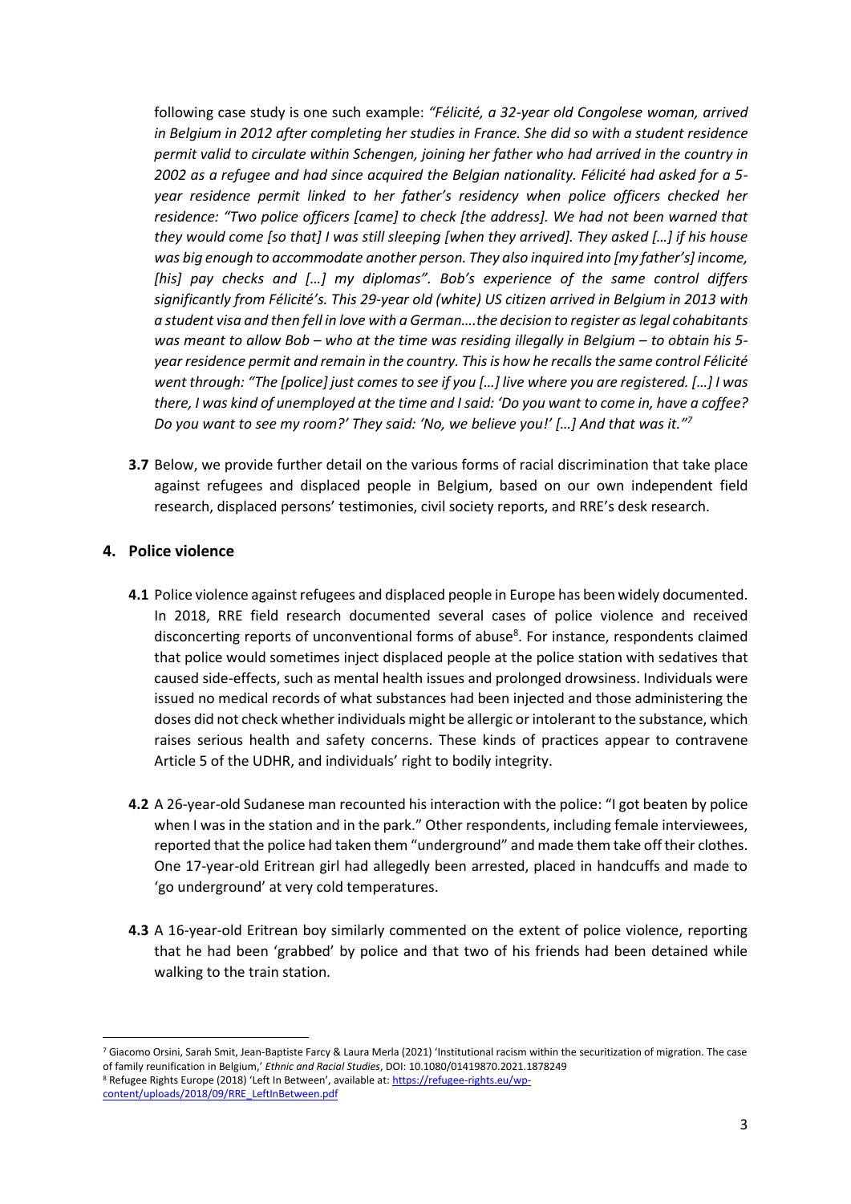following case study is one such example: *"Félicité, a 32-year old Congolese woman, arrived in Belgium in 2012 after completing her studies in France. She did so with a student residence permit valid to circulate within Schengen, joining her father who had arrived in the country in 2002 as a refugee and had since acquired the Belgian nationality. Félicité had asked for a 5-year residence permit linked to her father's residency when police officers checked her residence: "Two police officers [came] to check [the address]. We had not been warned that they would come [so that] I was still sleeping [when they arrived]. They asked […] if his house was big enough to accommodate another person. They also inquired into [my father's] income, [his] pay checks and […] my diplomas". Bob's experience of the same control differs significantly from Félicité's. This 29-year old (white) US citizen arrived in Belgium in 2013 with a student visa and then fell in love with a German….the decision to register as legal cohabitants was meant to allow Bob – who at the time was residing illegally in Belgium – to obtain his 5-year residence permit and remain in the country. This is how he recalls the same control Félicité went through: "The [police] just comes to see if you […] live where you are registered. […] I was there, I was kind of unemployed at the time and I said: 'Do you want to come in, have a coffee? Do you want to see my room?' They said: 'No, we believe you!' […] And that was it."*[7]

**3.7** Below, we provide further detail on the various forms of racial discrimination that take place against refugees and displaced people in Belgium, based on our own independent field research, displaced persons' testimonies, civil society reports, and RRE's desk research.

## 4. Police violence

**4.1** Police violence against refugees and displaced people in Europe has been widely documented. In 2018, RRE field research documented several cases of police violence and received disconcerting reports of unconventional forms of abuse[8]. For instance, respondents claimed that police would sometimes inject displaced people at the police station with sedatives that caused side-effects, such as mental health issues and prolonged drowsiness. Individuals were issued no medical records of what substances had been injected and those administering the doses did not check whether individuals might be allergic or intolerant to the substance, which raises serious health and safety concerns. These kinds of practices appear to contravene Article 5 of the UDHR, and individuals' right to bodily integrity.

**4.2** A 26-year-old Sudanese man recounted his interaction with the police: "I got beaten by police when I was in the station and in the park." Other respondents, including female interviewees, reported that the police had taken them "underground" and made them take off their clothes. One 17-year-old Eritrean girl had allegedly been arrested, placed in handcuffs and made to 'go underground' at very cold temperatures.

**4.3** A 16-year-old Eritrean boy similarly commented on the extent of police violence, reporting that he had been 'grabbed' by police and that two of his friends had been detained while walking to the train station.

---

[7] Giacomo Orsini, Sarah Smit, Jean-Baptiste Farcy & Laura Merla (2021) 'Institutional racism within the securitization of migration. The case of family reunification in Belgium,' *Ethnic and Racial Studies*, DOI: 10.1080/01419870.2021.1878249

[8] Refugee Rights Europe (2018) 'Left In Between', available at: https://refugee-rights.eu/wp-content/uploads/2018/09/RRE_LeftInBetween.pdf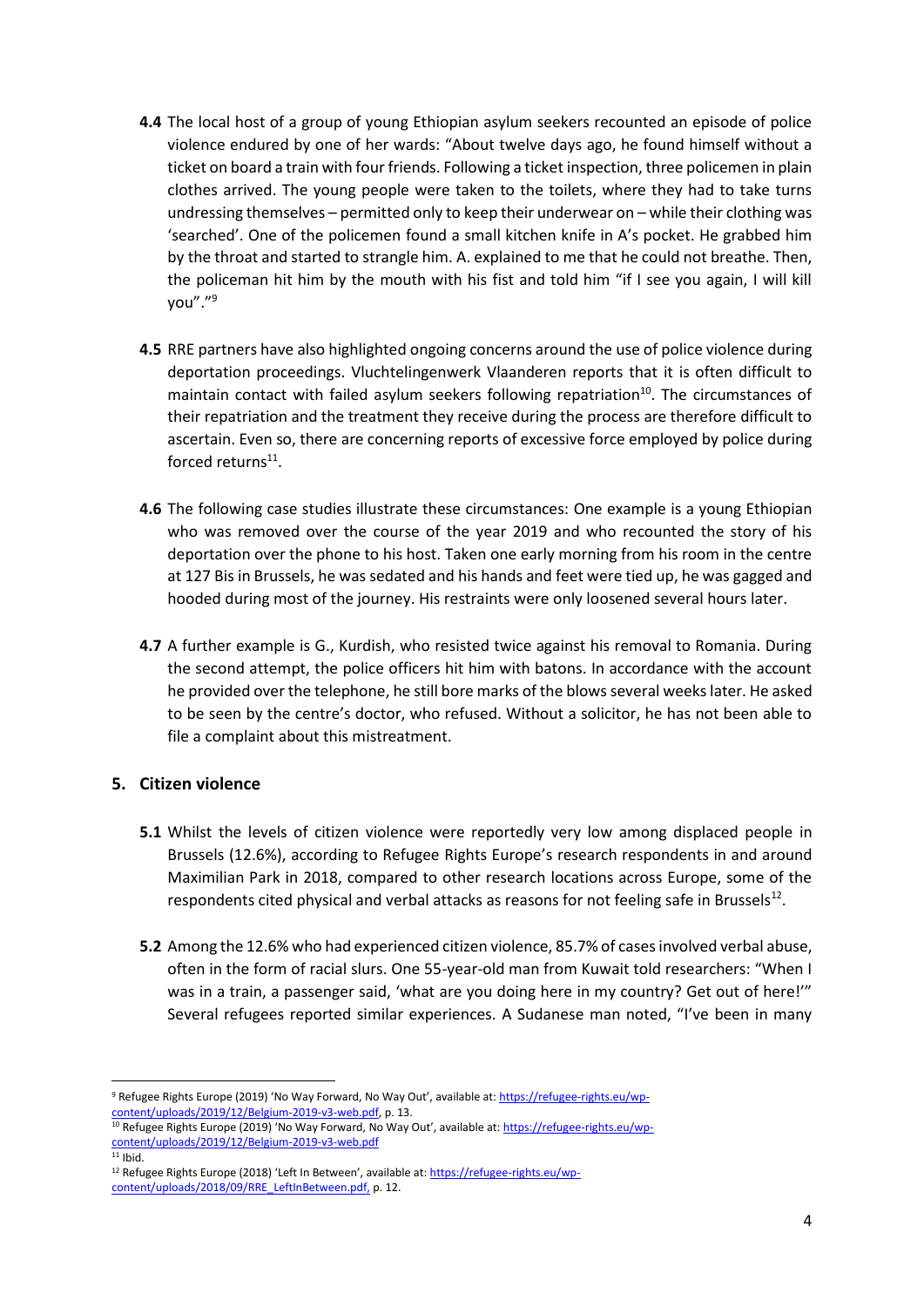**4.4** The local host of a group of young Ethiopian asylum seekers recounted an episode of police violence endured by one of her wards: "About twelve days ago, he found himself without a ticket on board a train with four friends. Following a ticket inspection, three policemen in plain clothes arrived. The young people were taken to the toilets, where they had to take turns undressing themselves – permitted only to keep their underwear on – while their clothing was 'searched'. One of the policemen found a small kitchen knife in A's pocket. He grabbed him by the throat and started to strangle him. A. explained to me that he could not breathe. Then, the policeman hit him by the mouth with his fist and told him "if I see you again, I will kill you"."[9]

**4.5** RRE partners have also highlighted ongoing concerns around the use of police violence during deportation proceedings. Vluchtelingenwerk Vlaanderen reports that it is often difficult to maintain contact with failed asylum seekers following repatriation[10]. The circumstances of their repatriation and the treatment they receive during the process are therefore difficult to ascertain. Even so, there are concerning reports of excessive force employed by police during forced returns[11].

**4.6** The following case studies illustrate these circumstances: One example is a young Ethiopian who was removed over the course of the year 2019 and who recounted the story of his deportation over the phone to his host. Taken one early morning from his room in the centre at 127 Bis in Brussels, he was sedated and his hands and feet were tied up, he was gagged and hooded during most of the journey. His restraints were only loosened several hours later.

**4.7** A further example is G., Kurdish, who resisted twice against his removal to Romania. During the second attempt, the police officers hit him with batons. In accordance with the account he provided over the telephone, he still bore marks of the blows several weeks later. He asked to be seen by the centre's doctor, who refused. Without a solicitor, he has not been able to file a complaint about this mistreatment.

## 5. Citizen violence

**5.1** Whilst the levels of citizen violence were reportedly very low among displaced people in Brussels (12.6%), according to Refugee Rights Europe's research respondents in and around Maximilian Park in 2018, compared to other research locations across Europe, some of the respondents cited physical and verbal attacks as reasons for not feeling safe in Brussels[12].

**5.2** Among the 12.6% who had experienced citizen violence, 85.7% of cases involved verbal abuse, often in the form of racial slurs. One 55-year-old man from Kuwait told researchers: "When I was in a train, a passenger said, 'what are you doing here in my country? Get out of here!'" Several refugees reported similar experiences. A Sudanese man noted, "I've been in many

---

[9] Refugee Rights Europe (2019) 'No Way Forward, No Way Out', available at: https://refugee-rights.eu/wp-content/uploads/2019/12/Belgium-2019-v3-web.pdf, p. 13.

[10] Refugee Rights Europe (2019) 'No Way Forward, No Way Out', available at: https://refugee-rights.eu/wp-content/uploads/2019/12/Belgium-2019-v3-web.pdf

[11] Ibid.

[12] Refugee Rights Europe (2018) 'Left In Between', available at: https://refugee-rights.eu/wp-content/uploads/2018/09/RRE_LeftInBetween.pdf, p. 12.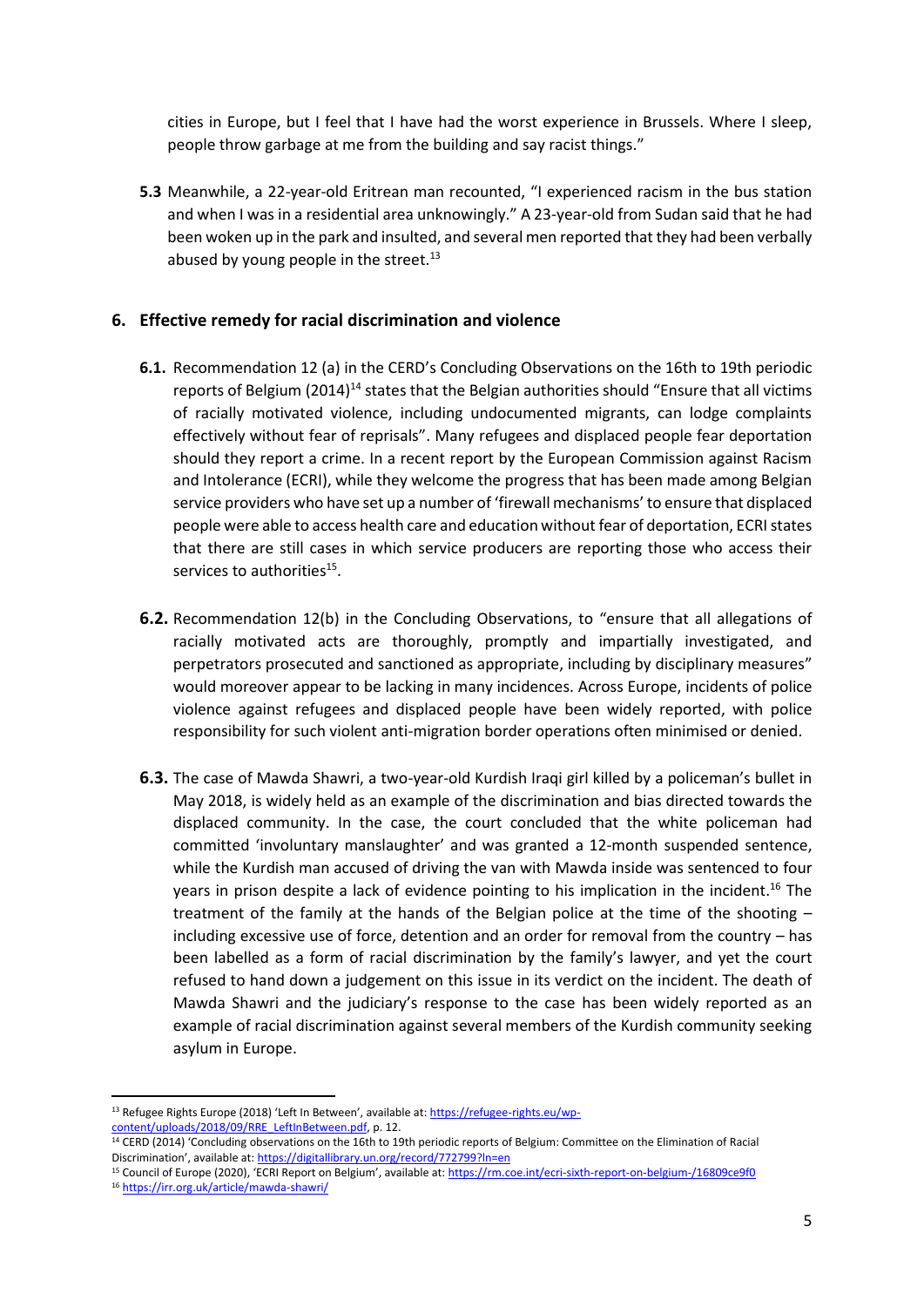cities in Europe, but I feel that I have had the worst experience in Brussels. Where I sleep, people throw garbage at me from the building and say racist things."

**5.3** Meanwhile, a 22-year-old Eritrean man recounted, "I experienced racism in the bus station and when I was in a residential area unknowingly." A 23-year-old from Sudan said that he had been woken up in the park and insulted, and several men reported that they had been verbally abused by young people in the street.[13]

## 6. Effective remedy for racial discrimination and violence

**6.1.** Recommendation 12 (a) in the CERD's Concluding Observations on the 16th to 19th periodic reports of Belgium (2014)[14] states that the Belgian authorities should "Ensure that all victims of racially motivated violence, including undocumented migrants, can lodge complaints effectively without fear of reprisals". Many refugees and displaced people fear deportation should they report a crime. In a recent report by the European Commission against Racism and Intolerance (ECRI), while they welcome the progress that has been made among Belgian service providers who have set up a number of 'firewall mechanisms' to ensure that displaced people were able to access health care and education without fear of deportation, ECRI states that there are still cases in which service producers are reporting those who access their services to authorities[15].

**6.2.** Recommendation 12(b) in the Concluding Observations, to "ensure that all allegations of racially motivated acts are thoroughly, promptly and impartially investigated, and perpetrators prosecuted and sanctioned as appropriate, including by disciplinary measures" would moreover appear to be lacking in many incidences. Across Europe, incidents of police violence against refugees and displaced people have been widely reported, with police responsibility for such violent anti-migration border operations often minimised or denied.

**6.3.** The case of Mawda Shawri, a two-year-old Kurdish Iraqi girl killed by a policeman's bullet in May 2018, is widely held as an example of the discrimination and bias directed towards the displaced community. In the case, the court concluded that the white policeman had committed 'involuntary manslaughter' and was granted a 12-month suspended sentence, while the Kurdish man accused of driving the van with Mawda inside was sentenced to four years in prison despite a lack of evidence pointing to his implication in the incident.[16] The treatment of the family at the hands of the Belgian police at the time of the shooting – including excessive use of force, detention and an order for removal from the country – has been labelled as a form of racial discrimination by the family's lawyer, and yet the court refused to hand down a judgement on this issue in its verdict on the incident. The death of Mawda Shawri and the judiciary's response to the case has been widely reported as an example of racial discrimination against several members of the Kurdish community seeking asylum in Europe.

---

[13] Refugee Rights Europe (2018) 'Left In Between', available at: https://refugee-rights.eu/wp-content/uploads/2018/09/RRE_LeftInBetween.pdf, p. 12.

[14] CERD (2014) 'Concluding observations on the 16th to 19th periodic reports of Belgium: Committee on the Elimination of Racial Discrimination', available at: https://digitallibrary.un.org/record/772799?ln=en

[15] Council of Europe (2020), 'ECRI Report on Belgium', available at: https://rm.coe.int/ecri-sixth-report-on-belgium-/16809ce9f0

[16] https://irr.org.uk/article/mawda-shawri/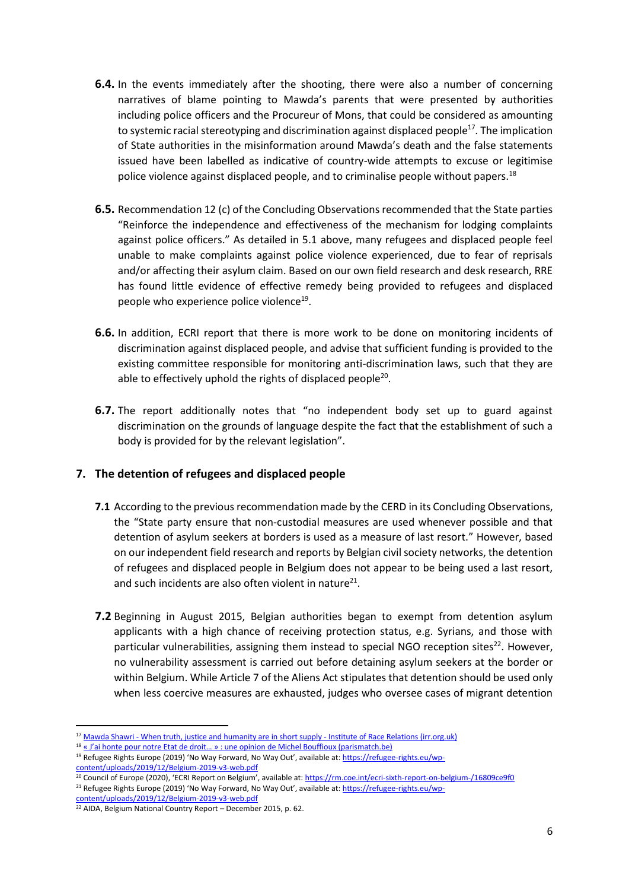**6.4.** In the events immediately after the shooting, there were also a number of concerning narratives of blame pointing to Mawda's parents that were presented by authorities including police officers and the Procureur of Mons, that could be considered as amounting to systemic racial stereotyping and discrimination against displaced people[17]. The implication of State authorities in the misinformation around Mawda's death and the false statements issued have been labelled as indicative of country-wide attempts to excuse or legitimise police violence against displaced people, and to criminalise people without papers.[18]

**6.5.** Recommendation 12 (c) of the Concluding Observations recommended that the State parties "Reinforce the independence and effectiveness of the mechanism for lodging complaints against police officers." As detailed in 5.1 above, many refugees and displaced people feel unable to make complaints against police violence experienced, due to fear of reprisals and/or affecting their asylum claim. Based on our own field research and desk research, RRE has found little evidence of effective remedy being provided to refugees and displaced people who experience police violence[19].

**6.6.** In addition, ECRI report that there is more work to be done on monitoring incidents of discrimination against displaced people, and advise that sufficient funding is provided to the existing committee responsible for monitoring anti-discrimination laws, such that they are able to effectively uphold the rights of displaced people[20].

**6.7.** The report additionally notes that "no independent body set up to guard against discrimination on the grounds of language despite the fact that the establishment of such a body is provided for by the relevant legislation".

## 7. The detention of refugees and displaced people

**7.1** According to the previous recommendation made by the CERD in its Concluding Observations, the "State party ensure that non-custodial measures are used whenever possible and that detention of asylum seekers at borders is used as a measure of last resort." However, based on our independent field research and reports by Belgian civil society networks, the detention of refugees and displaced people in Belgium does not appear to be being used a last resort, and such incidents are also often violent in nature[21].

**7.2** Beginning in August 2015, Belgian authorities began to exempt from detention asylum applicants with a high chance of receiving protection status, e.g. Syrians, and those with particular vulnerabilities, assigning them instead to special NGO reception sites[22]. However, no vulnerability assessment is carried out before detaining asylum seekers at the border or within Belgium. While Article 7 of the Aliens Act stipulates that detention should be used only when less coercive measures are exhausted, judges who oversee cases of migrant detention

---

[17] Mawda Shawri - When truth, justice and humanity are in short supply - Institute of Race Relations (irr.org.uk)

[18] « J'ai honte pour notre Etat de droit… » : une opinion de Michel Bouffioux (parismatch.be)

[19] Refugee Rights Europe (2019) 'No Way Forward, No Way Out', available at: https://refugee-rights.eu/wp-content/uploads/2019/12/Belgium-2019-v3-web.pdf

[20] Council of Europe (2020), 'ECRI Report on Belgium', available at: https://rm.coe.int/ecri-sixth-report-on-belgium-/16809ce9f0

[21] Refugee Rights Europe (2019) 'No Way Forward, No Way Out', available at: https://refugee-rights.eu/wp-content/uploads/2019/12/Belgium-2019-v3-web.pdf

[22] AIDA, Belgium National Country Report – December 2015, p. 62.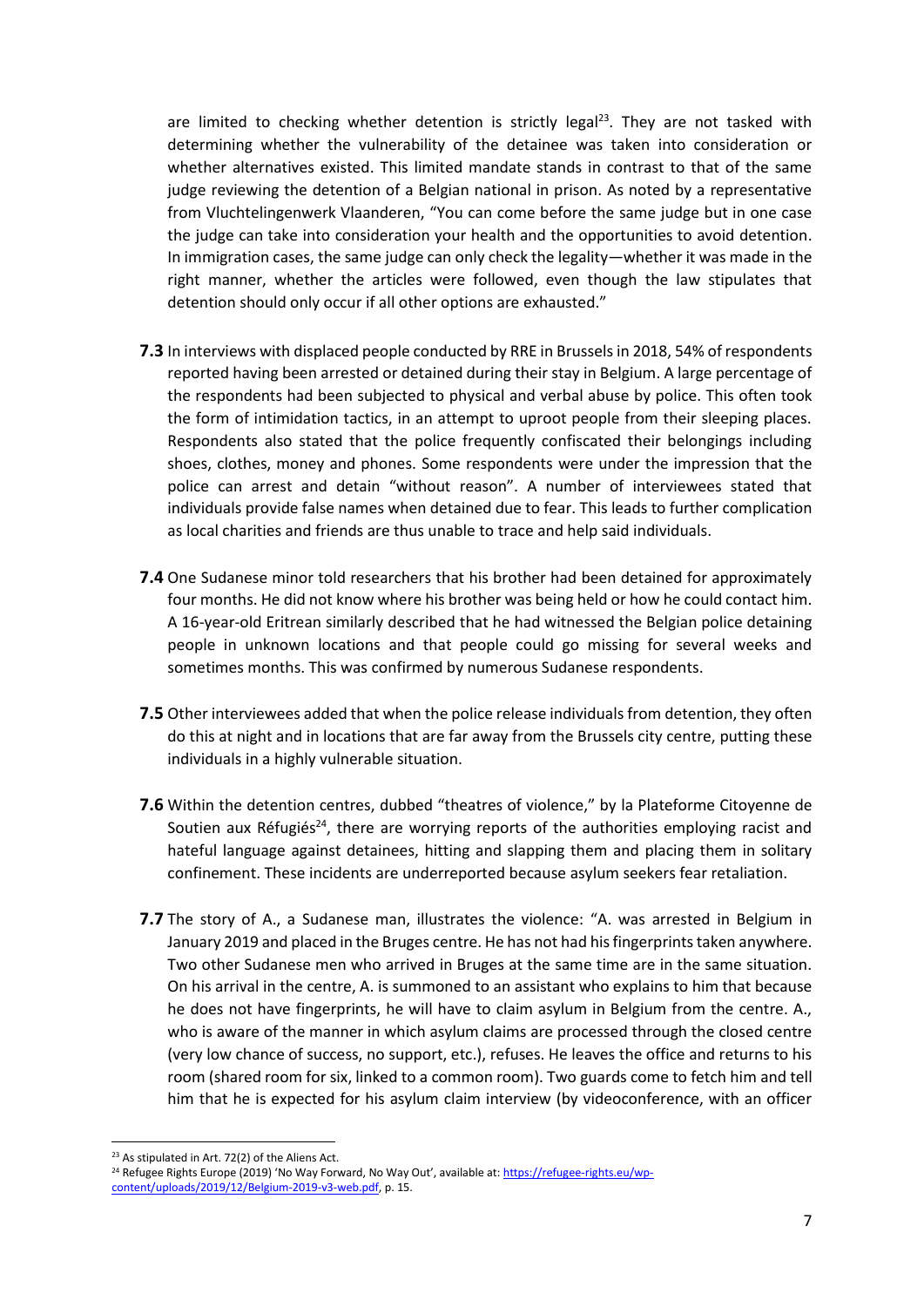are limited to checking whether detention is strictly legal[23]. They are not tasked with determining whether the vulnerability of the detainee was taken into consideration or whether alternatives existed. This limited mandate stands in contrast to that of the same judge reviewing the detention of a Belgian national in prison. As noted by a representative from Vluchtelingenwerk Vlaanderen, "You can come before the same judge but in one case the judge can take into consideration your health and the opportunities to avoid detention. In immigration cases, the same judge can only check the legality—whether it was made in the right manner, whether the articles were followed, even though the law stipulates that detention should only occur if all other options are exhausted."

**7.3** In interviews with displaced people conducted by RRE in Brussels in 2018, 54% of respondents reported having been arrested or detained during their stay in Belgium. A large percentage of the respondents had been subjected to physical and verbal abuse by police. This often took the form of intimidation tactics, in an attempt to uproot people from their sleeping places. Respondents also stated that the police frequently confiscated their belongings including shoes, clothes, money and phones. Some respondents were under the impression that the police can arrest and detain "without reason". A number of interviewees stated that individuals provide false names when detained due to fear. This leads to further complication as local charities and friends are thus unable to trace and help said individuals.

**7.4** One Sudanese minor told researchers that his brother had been detained for approximately four months. He did not know where his brother was being held or how he could contact him. A 16-year-old Eritrean similarly described that he had witnessed the Belgian police detaining people in unknown locations and that people could go missing for several weeks and sometimes months. This was confirmed by numerous Sudanese respondents.

**7.5** Other interviewees added that when the police release individuals from detention, they often do this at night and in locations that are far away from the Brussels city centre, putting these individuals in a highly vulnerable situation.

**7.6** Within the detention centres, dubbed "theatres of violence," by la Plateforme Citoyenne de Soutien aux Réfugiés[24], there are worrying reports of the authorities employing racist and hateful language against detainees, hitting and slapping them and placing them in solitary confinement. These incidents are underreported because asylum seekers fear retaliation.

**7.7** The story of A., a Sudanese man, illustrates the violence: "A. was arrested in Belgium in January 2019 and placed in the Bruges centre. He has not had his fingerprints taken anywhere. Two other Sudanese men who arrived in Bruges at the same time are in the same situation. On his arrival in the centre, A. is summoned to an assistant who explains to him that because he does not have fingerprints, he will have to claim asylum in Belgium from the centre. A., who is aware of the manner in which asylum claims are processed through the closed centre (very low chance of success, no support, etc.), refuses. He leaves the office and returns to his room (shared room for six, linked to a common room). Two guards come to fetch him and tell him that he is expected for his asylum claim interview (by videoconference, with an officer

---

[23] As stipulated in Art. 72(2) of the Aliens Act.

[24] Refugee Rights Europe (2019) 'No Way Forward, No Way Out', available at: https://refugee-rights.eu/wp-content/uploads/2019/12/Belgium-2019-v3-web.pdf, p. 15.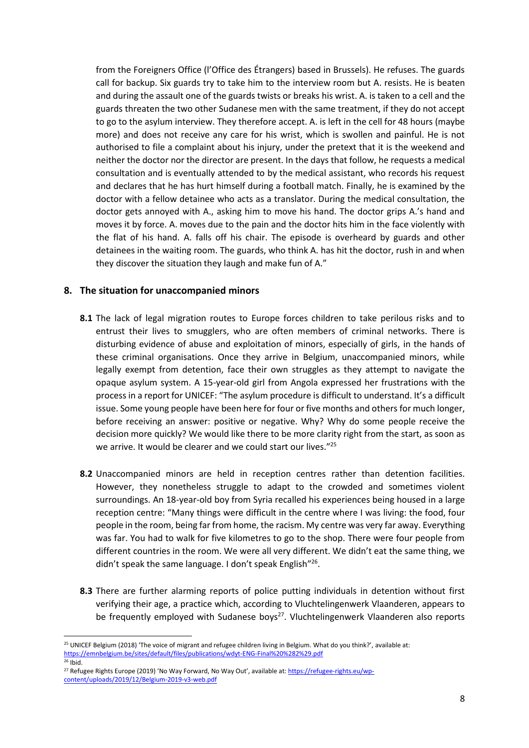from the Foreigners Office (l'Office des Étrangers) based in Brussels). He refuses. The guards call for backup. Six guards try to take him to the interview room but A. resists. He is beaten and during the assault one of the guards twists or breaks his wrist. A. is taken to a cell and the guards threaten the two other Sudanese men with the same treatment, if they do not accept to go to the asylum interview. They therefore accept. A. is left in the cell for 48 hours (maybe more) and does not receive any care for his wrist, which is swollen and painful. He is not authorised to file a complaint about his injury, under the pretext that it is the weekend and neither the doctor nor the director are present. In the days that follow, he requests a medical consultation and is eventually attended to by the medical assistant, who records his request and declares that he has hurt himself during a football match. Finally, he is examined by the doctor with a fellow detainee who acts as a translator. During the medical consultation, the doctor gets annoyed with A., asking him to move his hand. The doctor grips A.'s hand and moves it by force. A. moves due to the pain and the doctor hits him in the face violently with the flat of his hand. A. falls off his chair. The episode is overheard by guards and other detainees in the waiting room. The guards, who think A. has hit the doctor, rush in and when they discover the situation they laugh and make fun of A."

## 8. The situation for unaccompanied minors

**8.1** The lack of legal migration routes to Europe forces children to take perilous risks and to entrust their lives to smugglers, who are often members of criminal networks. There is disturbing evidence of abuse and exploitation of minors, especially of girls, in the hands of these criminal organisations. Once they arrive in Belgium, unaccompanied minors, while legally exempt from detention, face their own struggles as they attempt to navigate the opaque asylum system. A 15-year-old girl from Angola expressed her frustrations with the process in a report for UNICEF: "The asylum procedure is difficult to understand. It's a difficult issue. Some young people have been here for four or five months and others for much longer, before receiving an answer: positive or negative. Why? Why do some people receive the decision more quickly? We would like there to be more clarity right from the start, as soon as we arrive. It would be clearer and we could start our lives."[25]

**8.2** Unaccompanied minors are held in reception centres rather than detention facilities. However, they nonetheless struggle to adapt to the crowded and sometimes violent surroundings. An 18-year-old boy from Syria recalled his experiences being housed in a large reception centre: "Many things were difficult in the centre where I was living: the food, four people in the room, being far from home, the racism. My centre was very far away. Everything was far. You had to walk for five kilometres to go to the shop. There were four people from different countries in the room. We were all very different. We didn't eat the same thing, we didn't speak the same language. I don't speak English"[26].

**8.3** There are further alarming reports of police putting individuals in detention without first verifying their age, a practice which, according to Vluchtelingenwerk Vlaanderen, appears to be frequently employed with Sudanese boys[27]. Vluchtelingenwerk Vlaanderen also reports

---

[25] UNICEF Belgium (2018) 'The voice of migrant and refugee children living in Belgium. What do you think?', available at: https://emnbelgium.be/sites/default/files/publications/wdyt-ENG-Final%20%282%29.pdf

[26] Ibid.

[27] Refugee Rights Europe (2019) 'No Way Forward, No Way Out', available at: https://refugee-rights.eu/wp-content/uploads/2019/12/Belgium-2019-v3-web.pdf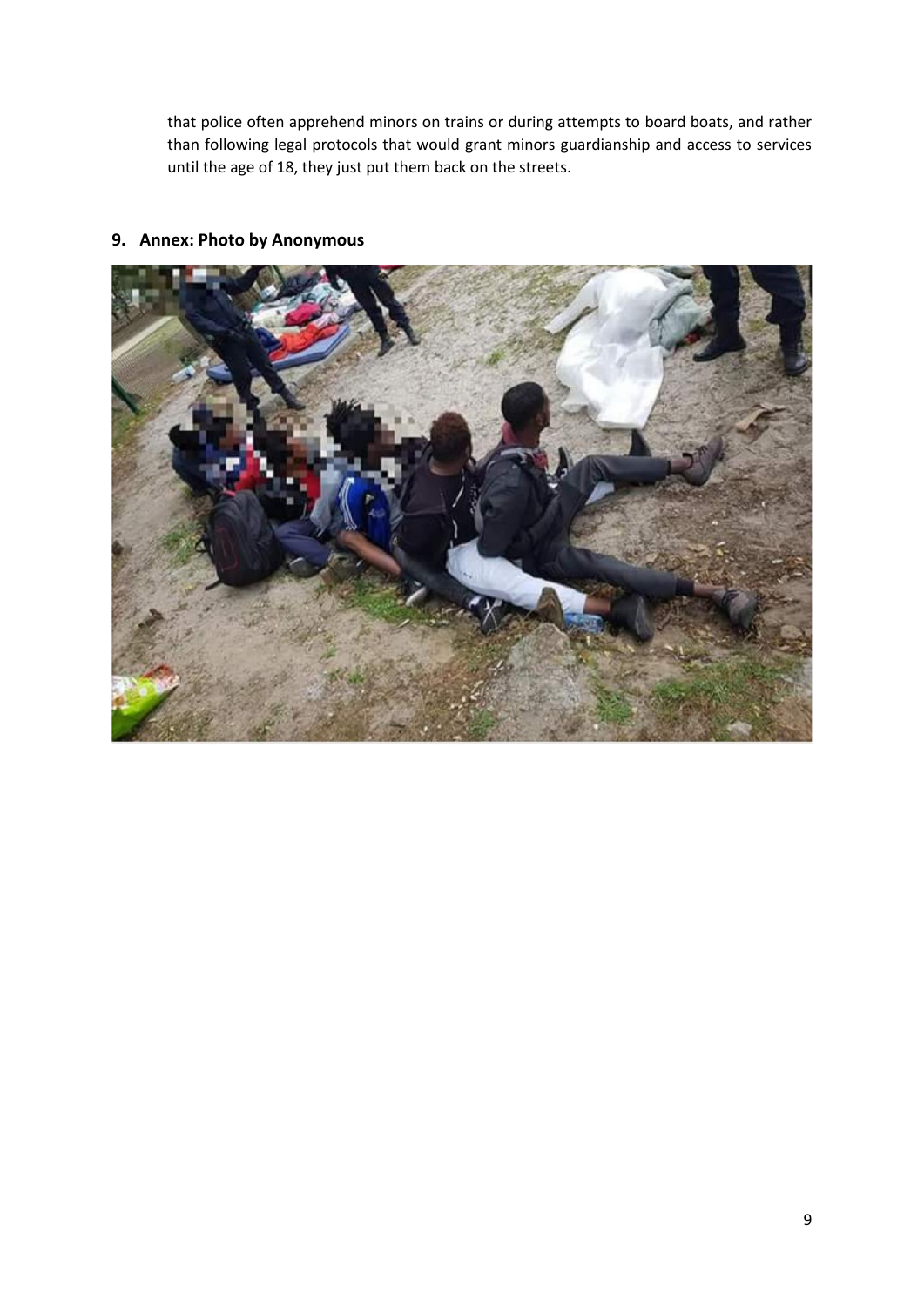that police often apprehend minors on trains or during attempts to board boats, and rather than following legal protocols that would grant minors guardianship and access to services until the age of 18, they just put them back on the streets.

## 9. Annex: Photo by Anonymous